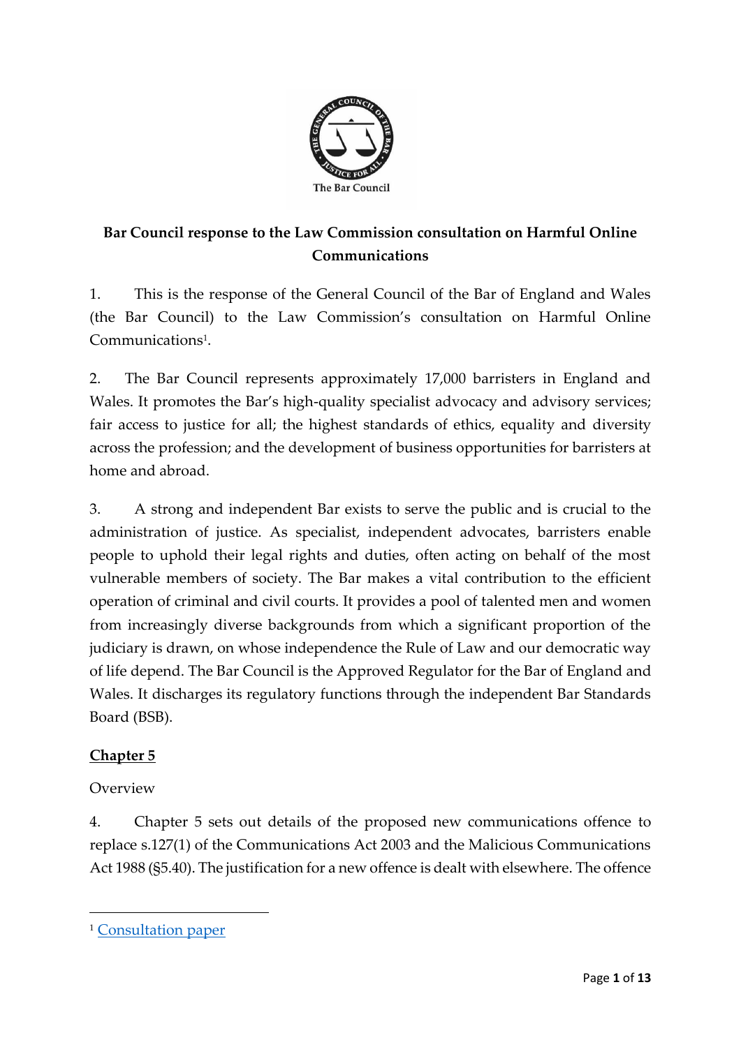**Bar Council response to the Law Commission consultation on Harmful Online Communications**

1. This is the response of the General Council of the Bar of England and Wales (the Bar Council) to the Law Commission's consultation on Harmful Online Communications[1].

2. The Bar Council represents approximately 17,000 barristers in England and Wales. It promotes the Bar's high-quality specialist advocacy and advisory services; fair access to justice for all; the highest standards of ethics, equality and diversity across the profession; and the development of business opportunities for barristers at home and abroad.

3. A strong and independent Bar exists to serve the public and is crucial to the administration of justice. As specialist, independent advocates, barristers enable people to uphold their legal rights and duties, often acting on behalf of the most vulnerable members of society. The Bar makes a vital contribution to the efficient operation of criminal and civil courts. It provides a pool of talented men and women from increasingly diverse backgrounds from which a significant proportion of the judiciary is drawn, on whose independence the Rule of Law and our democratic way of life depend. The Bar Council is the Approved Regulator for the Bar of England and Wales. It discharges its regulatory functions through the independent Bar Standards Board (BSB).

## Chapter 5

Overview

4. Chapter 5 sets out details of the proposed new communications offence to replace s.127(1) of the Communications Act 2003 and the Malicious Communications Act 1988 (§5.40). The justification for a new offence is dealt with elsewhere. The offence

[1] Consultation paper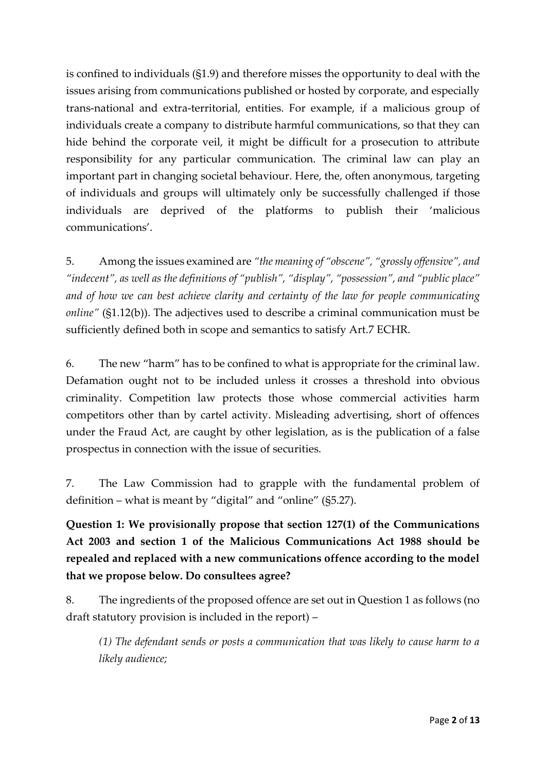is confined to individuals (§1.9) and therefore misses the opportunity to deal with the issues arising from communications published or hosted by corporate, and especially trans-national and extra-territorial, entities. For example, if a malicious group of individuals create a company to distribute harmful communications, so that they can hide behind the corporate veil, it might be difficult for a prosecution to attribute responsibility for any particular communication. The criminal law can play an important part in changing societal behaviour. Here, the, often anonymous, targeting of individuals and groups will ultimately only be successfully challenged if those individuals are deprived of the platforms to publish their 'malicious communications'.

5. Among the issues examined are *"the meaning of "obscene", "grossly offensive", and "indecent", as well as the definitions of "publish", "display", "possession", and "public place" and of how we can best achieve clarity and certainty of the law for people communicating online"* (§1.12(b)). The adjectives used to describe a criminal communication must be sufficiently defined both in scope and semantics to satisfy Art.7 ECHR.

6. The new "harm" has to be confined to what is appropriate for the criminal law. Defamation ought not to be included unless it crosses a threshold into obvious criminality. Competition law protects those whose commercial activities harm competitors other than by cartel activity. Misleading advertising, short of offences under the Fraud Act, are caught by other legislation, as is the publication of a false prospectus in connection with the issue of securities.

7. The Law Commission had to grapple with the fundamental problem of definition – what is meant by "digital" and "online" (§5.27).

**Question 1: We provisionally propose that section 127(1) of the Communications Act 2003 and section 1 of the Malicious Communications Act 1988 should be repealed and replaced with a new communications offence according to the model that we propose below. Do consultees agree?**

8. The ingredients of the proposed offence are set out in Question 1 as follows (no draft statutory provision is included in the report) –

> *(1) The defendant sends or posts a communication that was likely to cause harm to a likely audience;*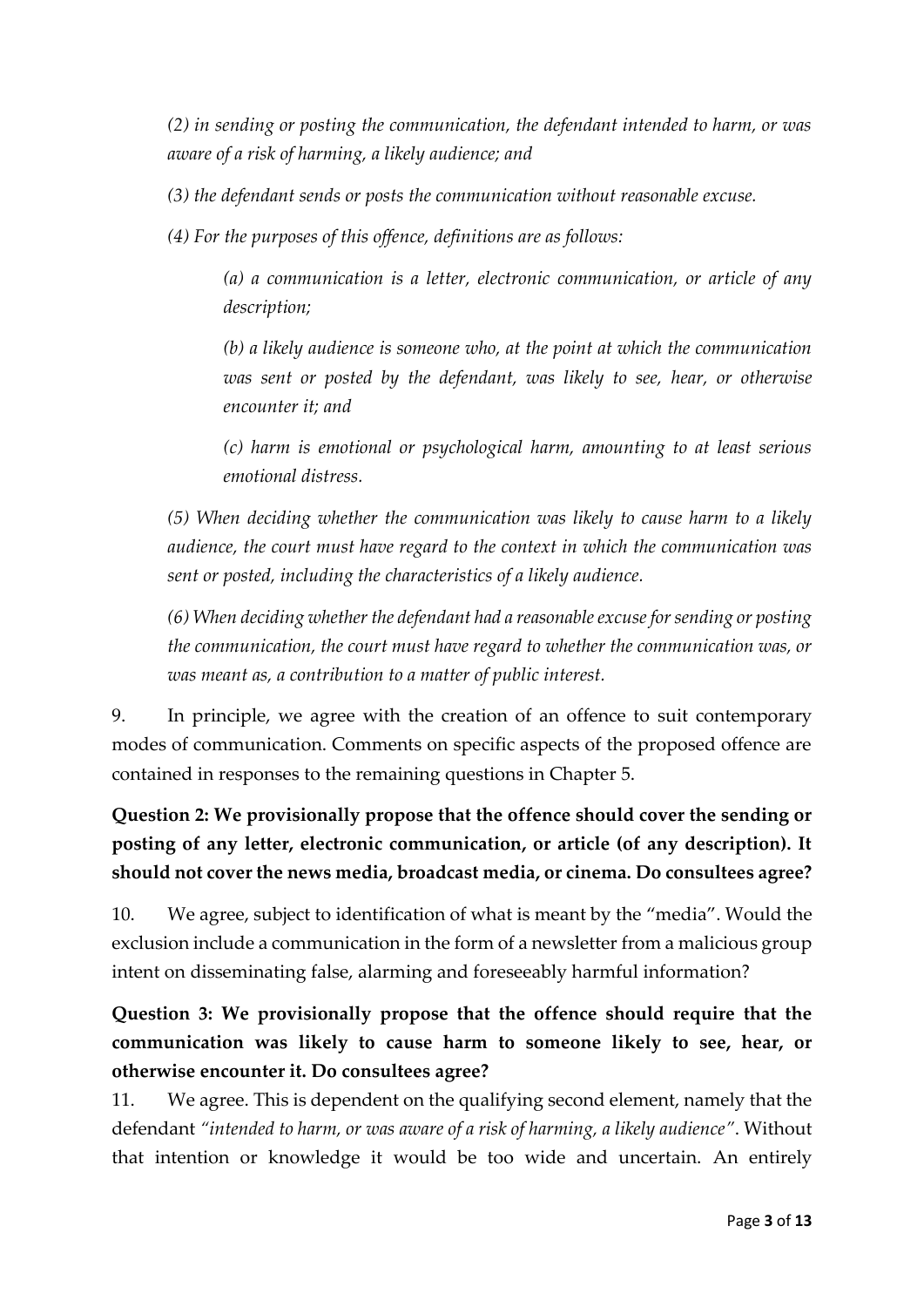*(2) in sending or posting the communication, the defendant intended to harm, or was aware of a risk of harming, a likely audience; and*

*(3) the defendant sends or posts the communication without reasonable excuse.*

*(4) For the purposes of this offence, definitions are as follows:*

> *(a) a communication is a letter, electronic communication, or article of any description;*
>
> *(b) a likely audience is someone who, at the point at which the communication was sent or posted by the defendant, was likely to see, hear, or otherwise encounter it; and*
>
> *(c) harm is emotional or psychological harm, amounting to at least serious emotional distress.*

*(5) When deciding whether the communication was likely to cause harm to a likely audience, the court must have regard to the context in which the communication was sent or posted, including the characteristics of a likely audience.*

*(6) When deciding whether the defendant had a reasonable excuse for sending or posting the communication, the court must have regard to whether the communication was, or was meant as, a contribution to a matter of public interest.*

9. In principle, we agree with the creation of an offence to suit contemporary modes of communication. Comments on specific aspects of the proposed offence are contained in responses to the remaining questions in Chapter 5.

**Question 2: We provisionally propose that the offence should cover the sending or posting of any letter, electronic communication, or article (of any description). It should not cover the news media, broadcast media, or cinema. Do consultees agree?**

10. We agree, subject to identification of what is meant by the "media". Would the exclusion include a communication in the form of a newsletter from a malicious group intent on disseminating false, alarming and foreseeably harmful information?

**Question 3: We provisionally propose that the offence should require that the communication was likely to cause harm to someone likely to see, hear, or otherwise encounter it. Do consultees agree?**

11. We agree. This is dependent on the qualifying second element, namely that the defendant *"intended to harm, or was aware of a risk of harming, a likely audience"*. Without that intention or knowledge it would be too wide and uncertain. An entirely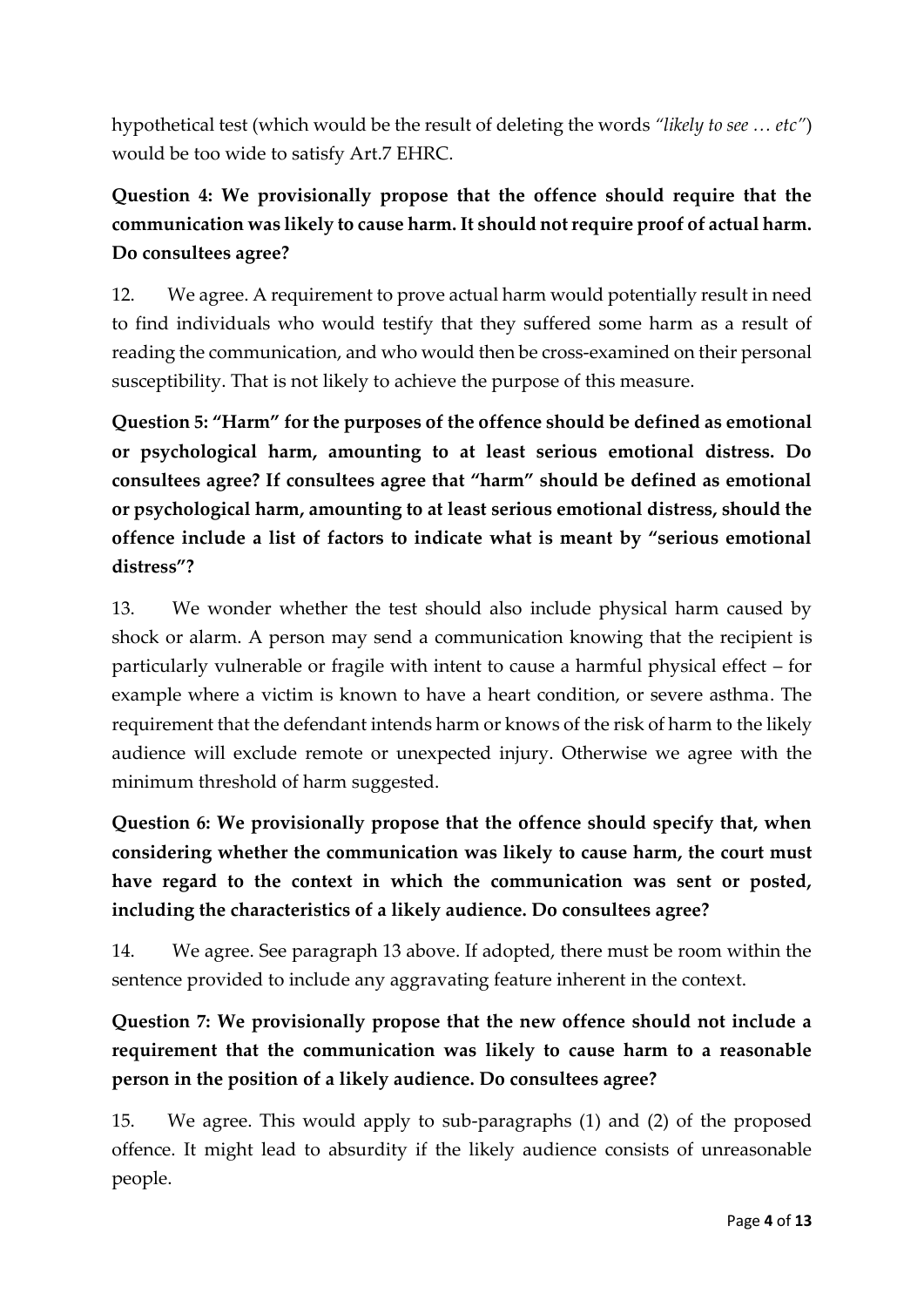hypothetical test (which would be the result of deleting the words *"likely to see … etc"*) would be too wide to satisfy Art.7 EHRC.

**Question 4: We provisionally propose that the offence should require that the communication was likely to cause harm. It should not require proof of actual harm. Do consultees agree?**

12. We agree. A requirement to prove actual harm would potentially result in need to find individuals who would testify that they suffered some harm as a result of reading the communication, and who would then be cross-examined on their personal susceptibility. That is not likely to achieve the purpose of this measure.

**Question 5: "Harm" for the purposes of the offence should be defined as emotional or psychological harm, amounting to at least serious emotional distress. Do consultees agree? If consultees agree that "harm" should be defined as emotional or psychological harm, amounting to at least serious emotional distress, should the offence include a list of factors to indicate what is meant by "serious emotional distress"?**

13. We wonder whether the test should also include physical harm caused by shock or alarm. A person may send a communication knowing that the recipient is particularly vulnerable or fragile with intent to cause a harmful physical effect – for example where a victim is known to have a heart condition, or severe asthma. The requirement that the defendant intends harm or knows of the risk of harm to the likely audience will exclude remote or unexpected injury. Otherwise we agree with the minimum threshold of harm suggested.

**Question 6: We provisionally propose that the offence should specify that, when considering whether the communication was likely to cause harm, the court must have regard to the context in which the communication was sent or posted, including the characteristics of a likely audience. Do consultees agree?**

14. We agree. See paragraph 13 above. If adopted, there must be room within the sentence provided to include any aggravating feature inherent in the context.

**Question 7: We provisionally propose that the new offence should not include a requirement that the communication was likely to cause harm to a reasonable person in the position of a likely audience. Do consultees agree?**

15. We agree. This would apply to sub-paragraphs (1) and (2) of the proposed offence. It might lead to absurdity if the likely audience consists of unreasonable people.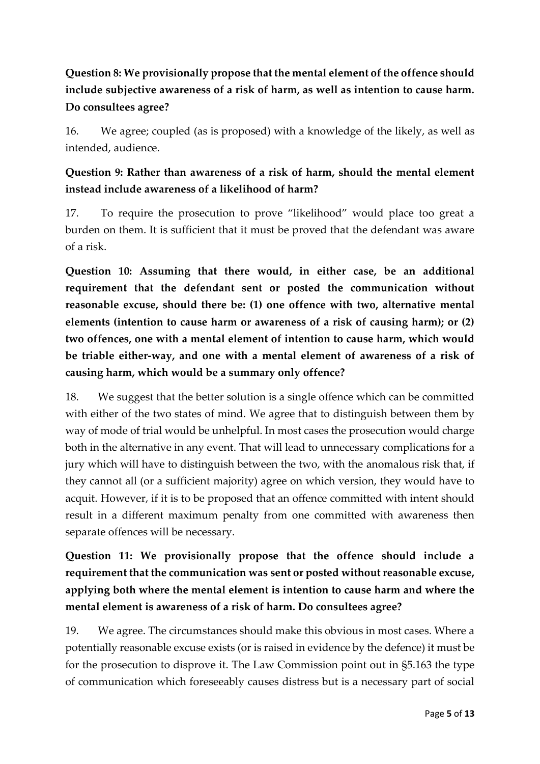**Question 8: We provisionally propose that the mental element of the offence should include subjective awareness of a risk of harm, as well as intention to cause harm. Do consultees agree?**

16. We agree; coupled (as is proposed) with a knowledge of the likely, as well as intended, audience.

**Question 9: Rather than awareness of a risk of harm, should the mental element instead include awareness of a likelihood of harm?**

17. To require the prosecution to prove "likelihood" would place too great a burden on them. It is sufficient that it must be proved that the defendant was aware of a risk.

**Question 10: Assuming that there would, in either case, be an additional requirement that the defendant sent or posted the communication without reasonable excuse, should there be: (1) one offence with two, alternative mental elements (intention to cause harm or awareness of a risk of causing harm); or (2) two offences, one with a mental element of intention to cause harm, which would be triable either-way, and one with a mental element of awareness of a risk of causing harm, which would be a summary only offence?**

18. We suggest that the better solution is a single offence which can be committed with either of the two states of mind. We agree that to distinguish between them by way of mode of trial would be unhelpful. In most cases the prosecution would charge both in the alternative in any event. That will lead to unnecessary complications for a jury which will have to distinguish between the two, with the anomalous risk that, if they cannot all (or a sufficient majority) agree on which version, they would have to acquit. However, if it is to be proposed that an offence committed with intent should result in a different maximum penalty from one committed with awareness then separate offences will be necessary.

**Question 11: We provisionally propose that the offence should include a requirement that the communication was sent or posted without reasonable excuse, applying both where the mental element is intention to cause harm and where the mental element is awareness of a risk of harm. Do consultees agree?**

19. We agree. The circumstances should make this obvious in most cases. Where a potentially reasonable excuse exists (or is raised in evidence by the defence) it must be for the prosecution to disprove it. The Law Commission point out in §5.163 the type of communication which foreseeably causes distress but is a necessary part of social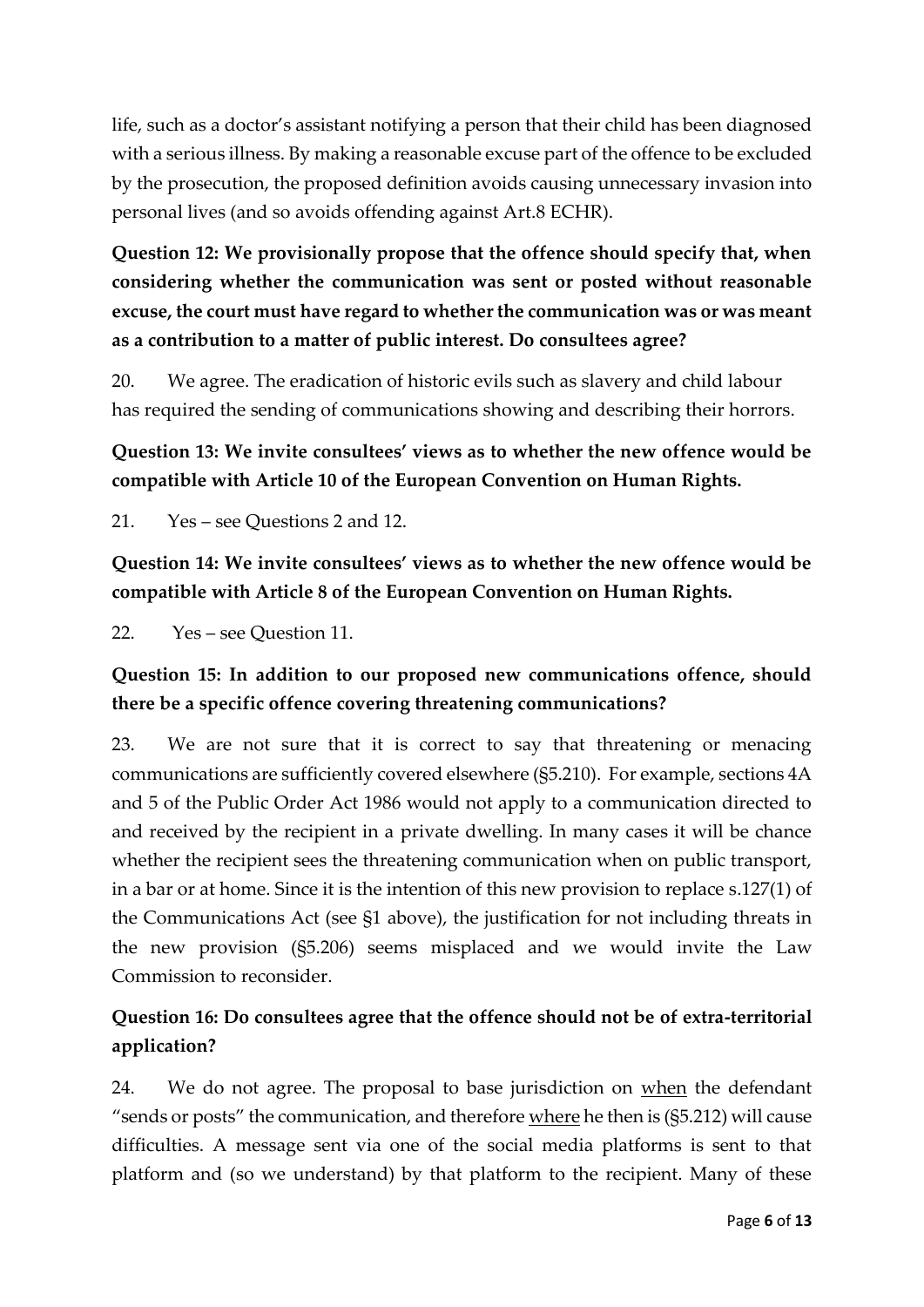life, such as a doctor's assistant notifying a person that their child has been diagnosed with a serious illness. By making a reasonable excuse part of the offence to be excluded by the prosecution, the proposed definition avoids causing unnecessary invasion into personal lives (and so avoids offending against Art.8 ECHR).

**Question 12: We provisionally propose that the offence should specify that, when considering whether the communication was sent or posted without reasonable excuse, the court must have regard to whether the communication was or was meant as a contribution to a matter of public interest. Do consultees agree?**

20. We agree. The eradication of historic evils such as slavery and child labour has required the sending of communications showing and describing their horrors.

**Question 13: We invite consultees' views as to whether the new offence would be compatible with Article 10 of the European Convention on Human Rights.**

21. Yes – see Questions 2 and 12.

**Question 14: We invite consultees' views as to whether the new offence would be compatible with Article 8 of the European Convention on Human Rights.**

22. Yes – see Question 11.

**Question 15: In addition to our proposed new communications offence, should there be a specific offence covering threatening communications?**

23. We are not sure that it is correct to say that threatening or menacing communications are sufficiently covered elsewhere (§5.210). For example, sections 4A and 5 of the Public Order Act 1986 would not apply to a communication directed to and received by the recipient in a private dwelling. In many cases it will be chance whether the recipient sees the threatening communication when on public transport, in a bar or at home. Since it is the intention of this new provision to replace s.127(1) of the Communications Act (see §1 above), the justification for not including threats in the new provision (§5.206) seems misplaced and we would invite the Law Commission to reconsider.

**Question 16: Do consultees agree that the offence should not be of extra-territorial application?**

24. We do not agree. The proposal to base jurisdiction on <u>when</u> the defendant "sends or posts" the communication, and therefore <u>where</u> he then is (§5.212) will cause difficulties. A message sent via one of the social media platforms is sent to that platform and (so we understand) by that platform to the recipient. Many of these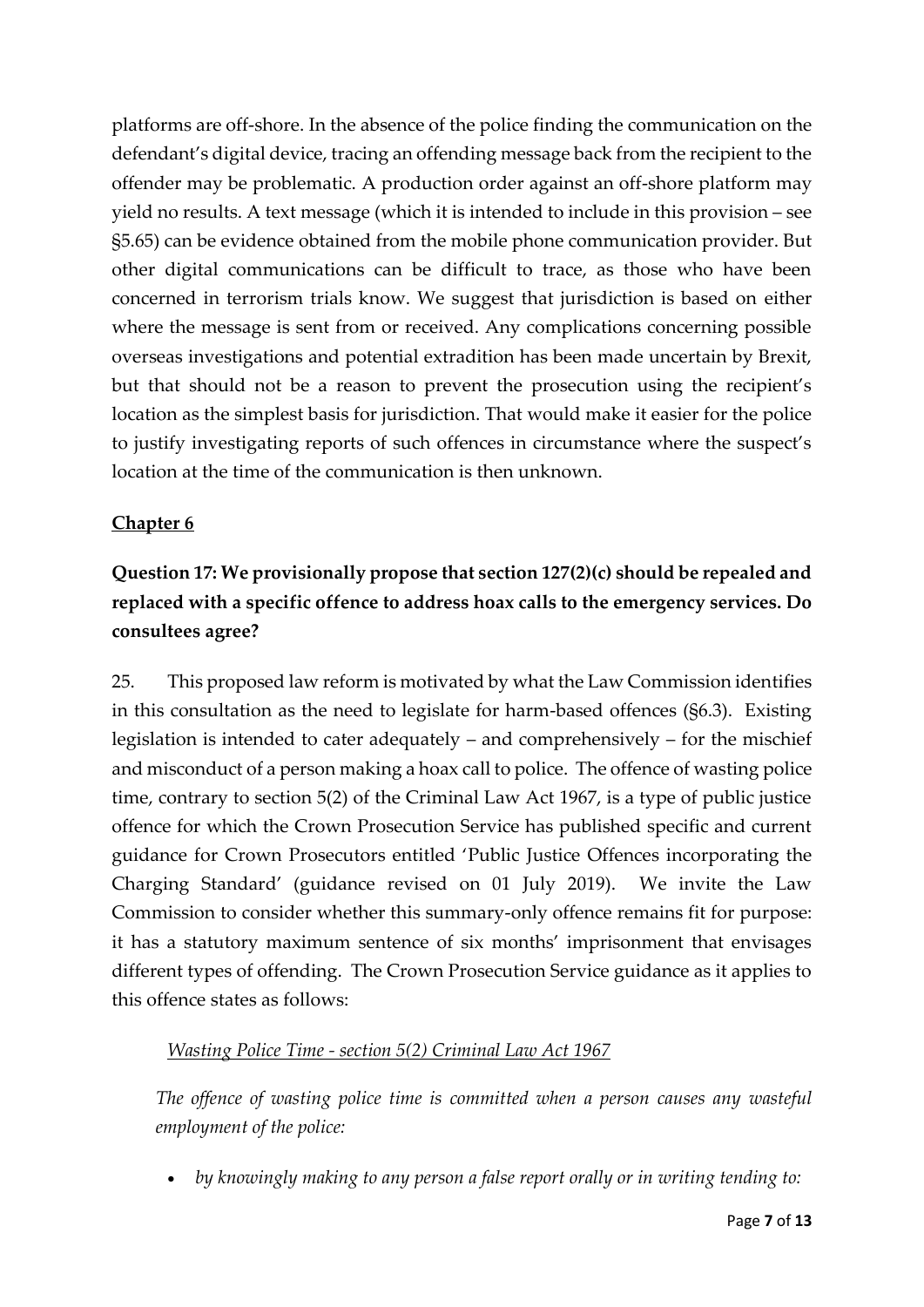platforms are off-shore. In the absence of the police finding the communication on the defendant's digital device, tracing an offending message back from the recipient to the offender may be problematic. A production order against an off-shore platform may yield no results. A text message (which it is intended to include in this provision – see §5.65) can be evidence obtained from the mobile phone communication provider. But other digital communications can be difficult to trace, as those who have been concerned in terrorism trials know. We suggest that jurisdiction is based on either where the message is sent from or received. Any complications concerning possible overseas investigations and potential extradition has been made uncertain by Brexit, but that should not be a reason to prevent the prosecution using the recipient's location as the simplest basis for jurisdiction. That would make it easier for the police to justify investigating reports of such offences in circumstance where the suspect's location at the time of the communication is then unknown.

## Chapter 6

**Question 17: We provisionally propose that section 127(2)(c) should be repealed and replaced with a specific offence to address hoax calls to the emergency services. Do consultees agree?**

25. This proposed law reform is motivated by what the Law Commission identifies in this consultation as the need to legislate for harm-based offences (§6.3). Existing legislation is intended to cater adequately – and comprehensively – for the mischief and misconduct of a person making a hoax call to police. The offence of wasting police time, contrary to section 5(2) of the Criminal Law Act 1967, is a type of public justice offence for which the Crown Prosecution Service has published specific and current guidance for Crown Prosecutors entitled 'Public Justice Offences incorporating the Charging Standard' (guidance revised on 01 July 2019). We invite the Law Commission to consider whether this summary-only offence remains fit for purpose: it has a statutory maximum sentence of six months' imprisonment that envisages different types of offending. The Crown Prosecution Service guidance as it applies to this offence states as follows:

> *Wasting Police Time - section 5(2) Criminal Law Act 1967*
>
> *The offence of wasting police time is committed when a person causes any wasteful employment of the police:*
>
> - *by knowingly making to any person a false report orally or in writing tending to:*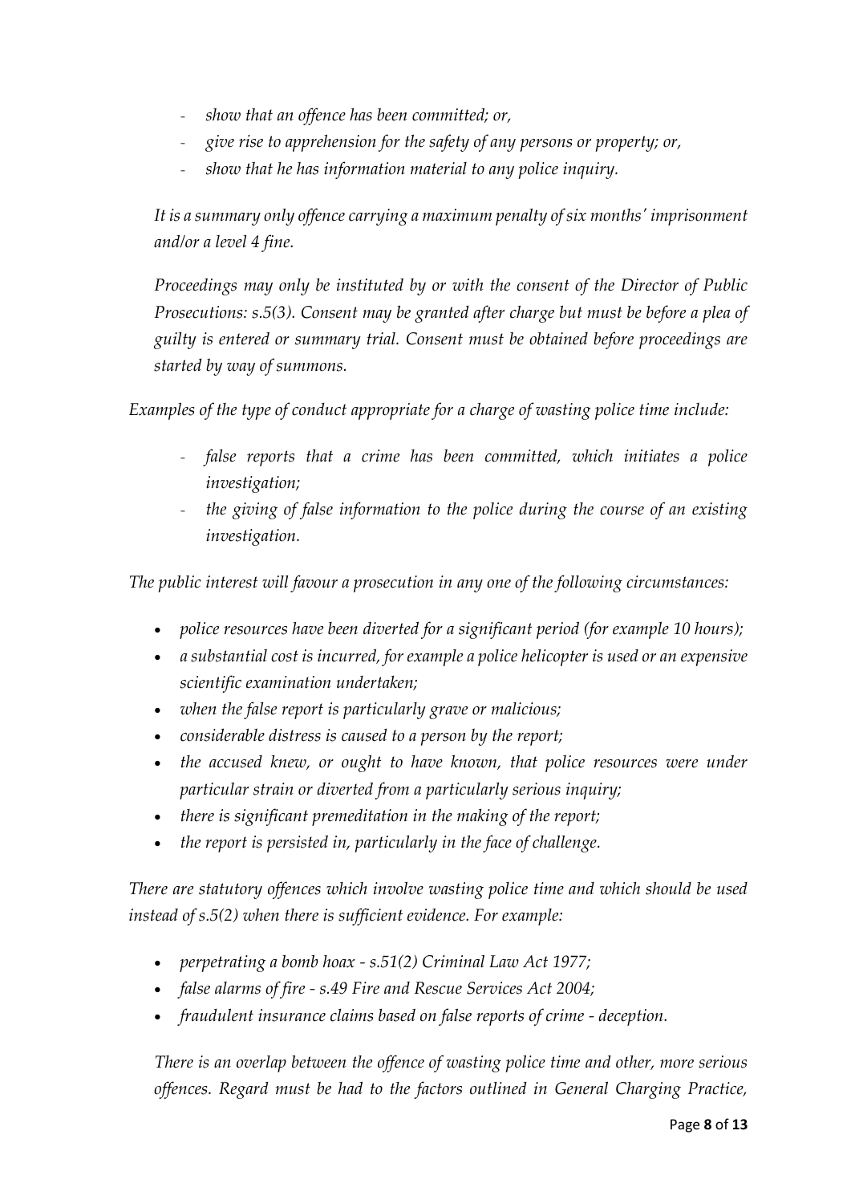- *show that an offence has been committed; or,*
- *give rise to apprehension for the safety of any persons or property; or,*
- *show that he has information material to any police inquiry.*

*It is a summary only offence carrying a maximum penalty of six months' imprisonment and/or a level 4 fine.*

*Proceedings may only be instituted by or with the consent of the Director of Public Prosecutions: s.5(3). Consent may be granted after charge but must be before a plea of guilty is entered or summary trial. Consent must be obtained before proceedings are started by way of summons.*

*Examples of the type of conduct appropriate for a charge of wasting police time include:*

- *false reports that a crime has been committed, which initiates a police investigation;*
- *the giving of false information to the police during the course of an existing investigation.*

*The public interest will favour a prosecution in any one of the following circumstances:*

- *police resources have been diverted for a significant period (for example 10 hours);*
- *a substantial cost is incurred, for example a police helicopter is used or an expensive scientific examination undertaken;*
- *when the false report is particularly grave or malicious;*
- *considerable distress is caused to a person by the report;*
- *the accused knew, or ought to have known, that police resources were under particular strain or diverted from a particularly serious inquiry;*
- *there is significant premeditation in the making of the report;*
- *the report is persisted in, particularly in the face of challenge.*

*There are statutory offences which involve wasting police time and which should be used instead of s.5(2) when there is sufficient evidence. For example:*

- *perpetrating a bomb hoax - s.51(2) Criminal Law Act 1977;*
- *false alarms of fire - s.49 Fire and Rescue Services Act 2004;*
- *fraudulent insurance claims based on false reports of crime - deception.*

*There is an overlap between the offence of wasting police time and other, more serious offences. Regard must be had to the factors outlined in General Charging Practice,*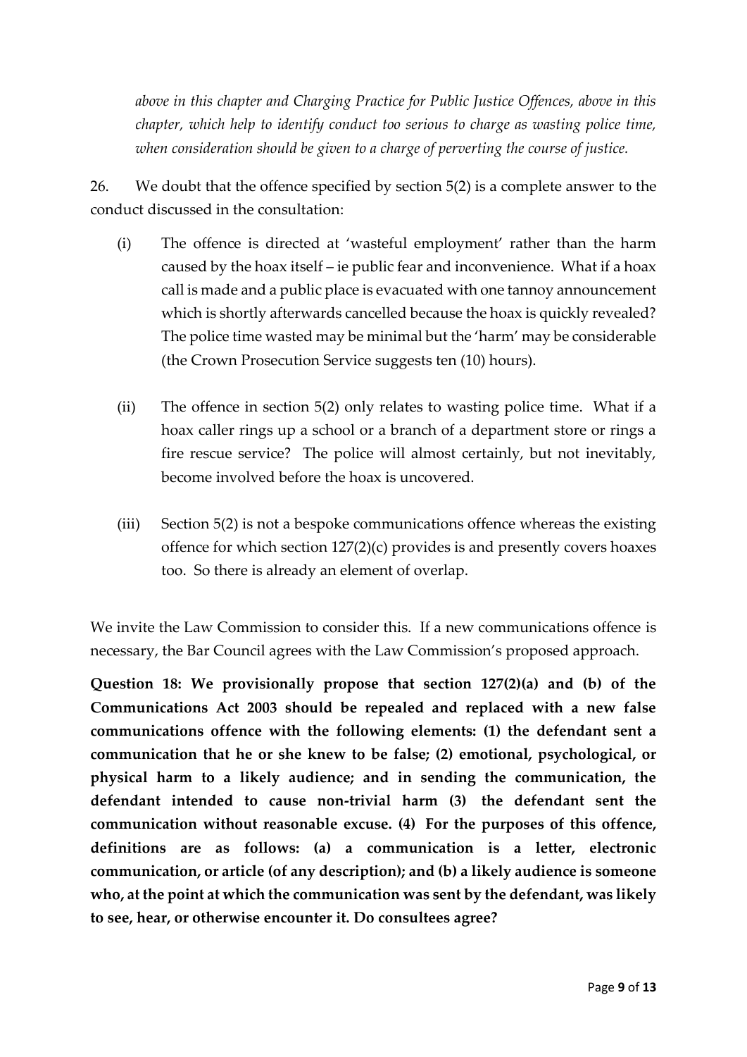*above in this chapter and Charging Practice for Public Justice Offences, above in this chapter, which help to identify conduct too serious to charge as wasting police time, when consideration should be given to a charge of perverting the course of justice.*

26. We doubt that the offence specified by section 5(2) is a complete answer to the conduct discussed in the consultation:

(i) The offence is directed at 'wasteful employment' rather than the harm caused by the hoax itself – ie public fear and inconvenience. What if a hoax call is made and a public place is evacuated with one tannoy announcement which is shortly afterwards cancelled because the hoax is quickly revealed? The police time wasted may be minimal but the 'harm' may be considerable (the Crown Prosecution Service suggests ten (10) hours).

(ii) The offence in section 5(2) only relates to wasting police time. What if a hoax caller rings up a school or a branch of a department store or rings a fire rescue service? The police will almost certainly, but not inevitably, become involved before the hoax is uncovered.

(iii) Section 5(2) is not a bespoke communications offence whereas the existing offence for which section 127(2)(c) provides is and presently covers hoaxes too. So there is already an element of overlap.

We invite the Law Commission to consider this. If a new communications offence is necessary, the Bar Council agrees with the Law Commission's proposed approach.

**Question 18: We provisionally propose that section 127(2)(a) and (b) of the Communications Act 2003 should be repealed and replaced with a new false communications offence with the following elements: (1) the defendant sent a communication that he or she knew to be false; (2) emotional, psychological, or physical harm to a likely audience; and in sending the communication, the defendant intended to cause non-trivial harm (3) the defendant sent the communication without reasonable excuse. (4) For the purposes of this offence, definitions are as follows: (a) a communication is a letter, electronic communication, or article (of any description); and (b) a likely audience is someone who, at the point at which the communication was sent by the defendant, was likely to see, hear, or otherwise encounter it. Do consultees agree?**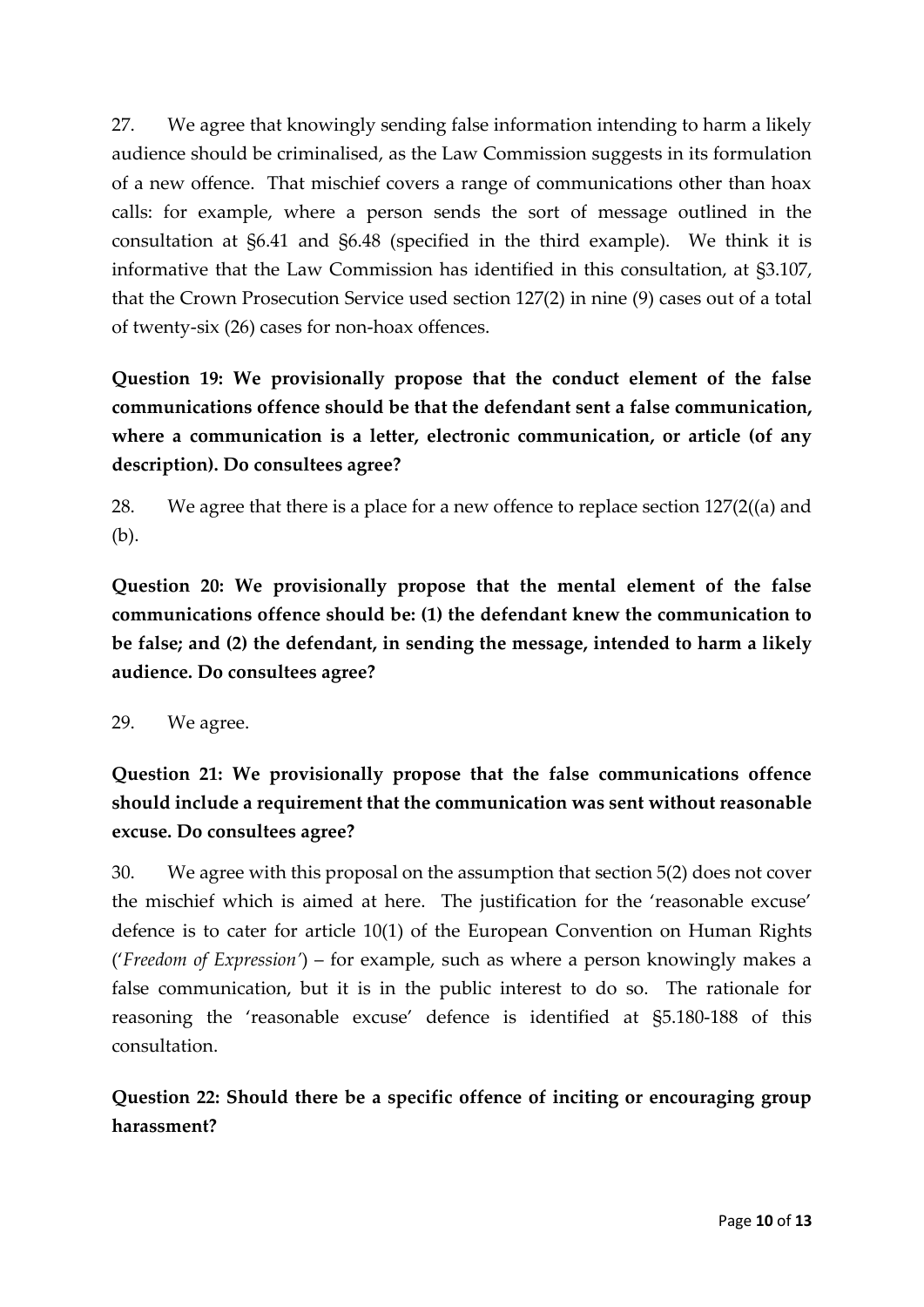27. We agree that knowingly sending false information intending to harm a likely audience should be criminalised, as the Law Commission suggests in its formulation of a new offence. That mischief covers a range of communications other than hoax calls: for example, where a person sends the sort of message outlined in the consultation at §6.41 and §6.48 (specified in the third example). We think it is informative that the Law Commission has identified in this consultation, at §3.107, that the Crown Prosecution Service used section 127(2) in nine (9) cases out of a total of twenty-six (26) cases for non-hoax offences.

**Question 19: We provisionally propose that the conduct element of the false communications offence should be that the defendant sent a false communication, where a communication is a letter, electronic communication, or article (of any description). Do consultees agree?**

28. We agree that there is a place for a new offence to replace section 127(2((a) and (b).

**Question 20: We provisionally propose that the mental element of the false communications offence should be: (1) the defendant knew the communication to be false; and (2) the defendant, in sending the message, intended to harm a likely audience. Do consultees agree?**

29. We agree.

**Question 21: We provisionally propose that the false communications offence should include a requirement that the communication was sent without reasonable excuse. Do consultees agree?**

30. We agree with this proposal on the assumption that section 5(2) does not cover the mischief which is aimed at here. The justification for the 'reasonable excuse' defence is to cater for article 10(1) of the European Convention on Human Rights ('*Freedom of Expression*') – for example, such as where a person knowingly makes a false communication, but it is in the public interest to do so. The rationale for reasoning the 'reasonable excuse' defence is identified at §5.180-188 of this consultation.

**Question 22: Should there be a specific offence of inciting or encouraging group harassment?**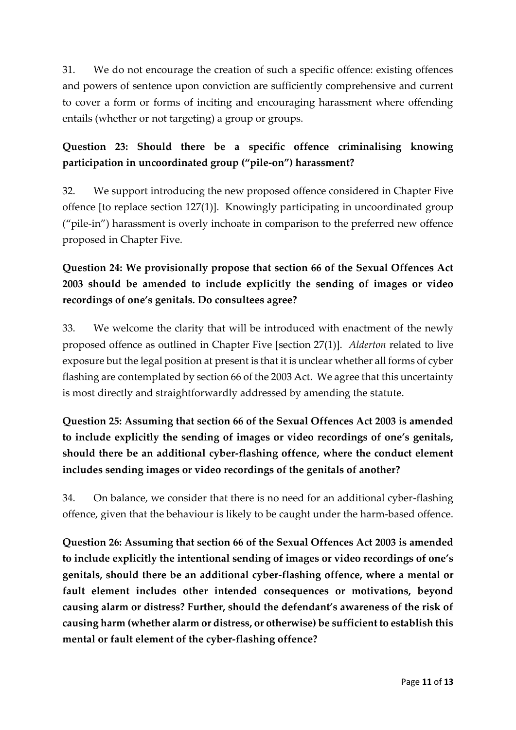31. We do not encourage the creation of such a specific offence: existing offences and powers of sentence upon conviction are sufficiently comprehensive and current to cover a form or forms of inciting and encouraging harassment where offending entails (whether or not targeting) a group or groups.

**Question 23: Should there be a specific offence criminalising knowing participation in uncoordinated group ("pile-on") harassment?**

32. We support introducing the new proposed offence considered in Chapter Five offence [to replace section 127(1)]. Knowingly participating in uncoordinated group ("pile-in") harassment is overly inchoate in comparison to the preferred new offence proposed in Chapter Five.

**Question 24: We provisionally propose that section 66 of the Sexual Offences Act 2003 should be amended to include explicitly the sending of images or video recordings of one's genitals. Do consultees agree?**

33. We welcome the clarity that will be introduced with enactment of the newly proposed offence as outlined in Chapter Five [section 27(1)]. *Alderton* related to live exposure but the legal position at present is that it is unclear whether all forms of cyber flashing are contemplated by section 66 of the 2003 Act. We agree that this uncertainty is most directly and straightforwardly addressed by amending the statute.

**Question 25: Assuming that section 66 of the Sexual Offences Act 2003 is amended to include explicitly the sending of images or video recordings of one's genitals, should there be an additional cyber-flashing offence, where the conduct element includes sending images or video recordings of the genitals of another?**

34. On balance, we consider that there is no need for an additional cyber-flashing offence, given that the behaviour is likely to be caught under the harm-based offence.

**Question 26: Assuming that section 66 of the Sexual Offences Act 2003 is amended to include explicitly the intentional sending of images or video recordings of one's genitals, should there be an additional cyber-flashing offence, where a mental or fault element includes other intended consequences or motivations, beyond causing alarm or distress? Further, should the defendant's awareness of the risk of causing harm (whether alarm or distress, or otherwise) be sufficient to establish this mental or fault element of the cyber-flashing offence?**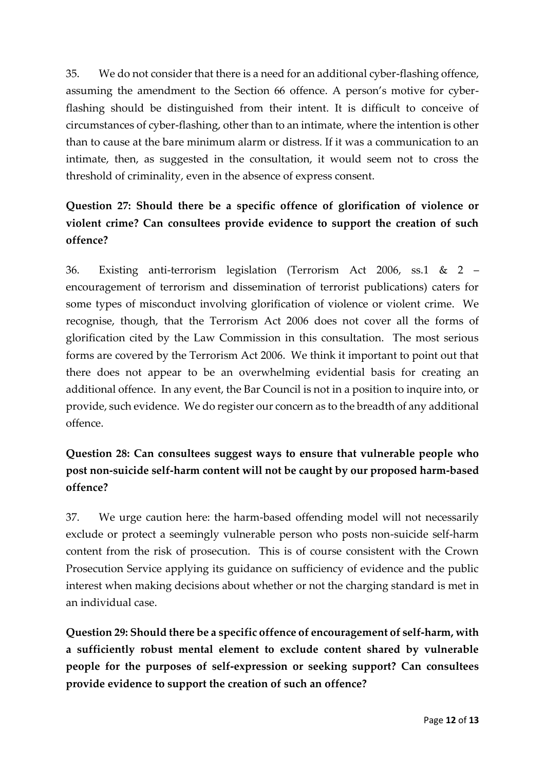35. We do not consider that there is a need for an additional cyber-flashing offence, assuming the amendment to the Section 66 offence. A person's motive for cyber-flashing should be distinguished from their intent. It is difficult to conceive of circumstances of cyber-flashing, other than to an intimate, where the intention is other than to cause at the bare minimum alarm or distress. If it was a communication to an intimate, then, as suggested in the consultation, it would seem not to cross the threshold of criminality, even in the absence of express consent.

**Question 27: Should there be a specific offence of glorification of violence or violent crime? Can consultees provide evidence to support the creation of such offence?**

36. Existing anti-terrorism legislation (Terrorism Act 2006, ss.1 & 2 – encouragement of terrorism and dissemination of terrorist publications) caters for some types of misconduct involving glorification of violence or violent crime. We recognise, though, that the Terrorism Act 2006 does not cover all the forms of glorification cited by the Law Commission in this consultation. The most serious forms are covered by the Terrorism Act 2006. We think it important to point out that there does not appear to be an overwhelming evidential basis for creating an additional offence. In any event, the Bar Council is not in a position to inquire into, or provide, such evidence. We do register our concern as to the breadth of any additional offence.

**Question 28: Can consultees suggest ways to ensure that vulnerable people who post non-suicide self-harm content will not be caught by our proposed harm-based offence?**

37. We urge caution here: the harm-based offending model will not necessarily exclude or protect a seemingly vulnerable person who posts non-suicide self-harm content from the risk of prosecution. This is of course consistent with the Crown Prosecution Service applying its guidance on sufficiency of evidence and the public interest when making decisions about whether or not the charging standard is met in an individual case.

**Question 29: Should there be a specific offence of encouragement of self-harm, with a sufficiently robust mental element to exclude content shared by vulnerable people for the purposes of self-expression or seeking support? Can consultees provide evidence to support the creation of such an offence?**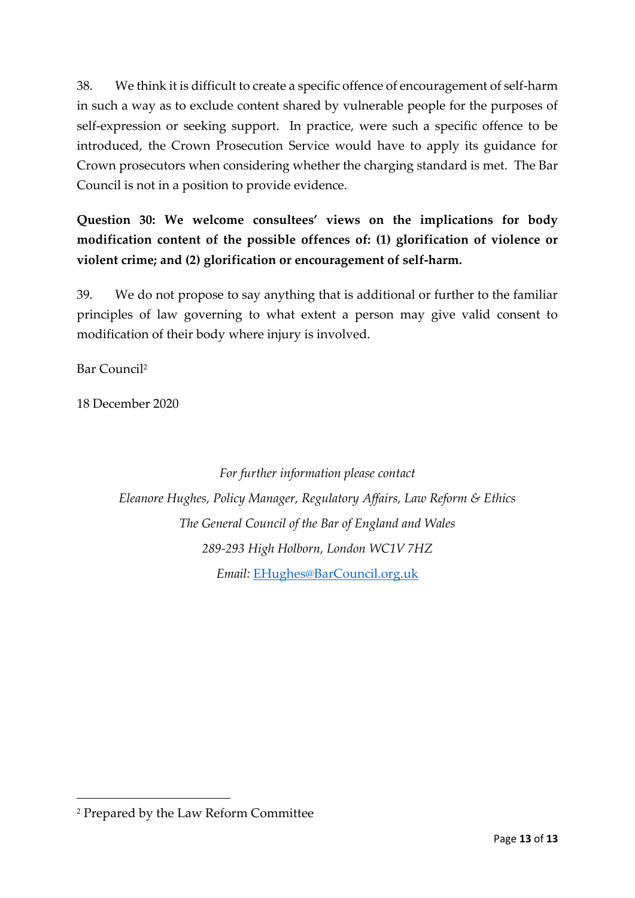38. We think it is difficult to create a specific offence of encouragement of self-harm in such a way as to exclude content shared by vulnerable people for the purposes of self-expression or seeking support. In practice, were such a specific offence to be introduced, the Crown Prosecution Service would have to apply its guidance for Crown prosecutors when considering whether the charging standard is met. The Bar Council is not in a position to provide evidence.

**Question 30: We welcome consultees' views on the implications for body modification content of the possible offences of: (1) glorification of violence or violent crime; and (2) glorification or encouragement of self-harm.**

39. We do not propose to say anything that is additional or further to the familiar principles of law governing to what extent a person may give valid consent to modification of their body where injury is involved.

Bar Council[2]

18 December 2020

*For further information please contact*
*Eleanore Hughes, Policy Manager, Regulatory Affairs, Law Reform & Ethics*
*The General Council of the Bar of England and Wales*
*289-293 High Holborn, London WC1V 7HZ*
*Email:* [EHughes@BarCouncil.org.uk](mailto:EHughes@BarCouncil.org.uk)

---

[2] Prepared by the Law Reform Committee